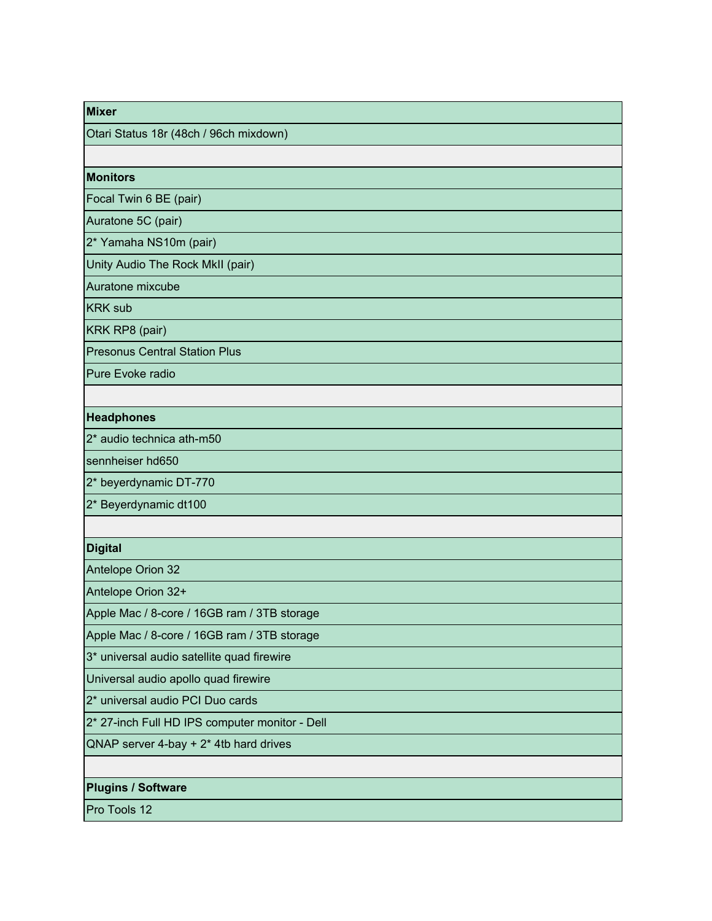| Mixer |
|---|
| Otari Status 18r (48ch / 96ch mixdown) |
| |
| **Monitors** |
| Focal Twin 6 BE (pair) |
| Auratone 5C (pair) |
| 2* Yamaha NS10m (pair) |
| Unity Audio The Rock MkII (pair) |
| Auratone mixcube |
| KRK sub |
| KRK RP8 (pair) |
| Presonus Central Station Plus |
| Pure Evoke radio |
| |
| **Headphones** |
| 2* audio technica ath-m50 |
| sennheiser hd650 |
| 2* beyerdynamic DT-770 |
| 2* Beyerdynamic dt100 |
| |
| **Digital** |
| Antelope Orion 32 |
| Antelope Orion 32+ |
| Apple Mac / 8-core / 16GB ram / 3TB storage |
| Apple Mac / 8-core / 16GB ram / 3TB storage |
| 3* universal audio satellite quad firewire |
| Universal audio apollo quad firewire |
| 2* universal audio PCI Duo cards |
| 2* 27-inch Full HD IPS computer monitor - Dell |
| QNAP server 4-bay + 2* 4tb hard drives |
| |
| **Plugins / Software** |
| Pro Tools 12 |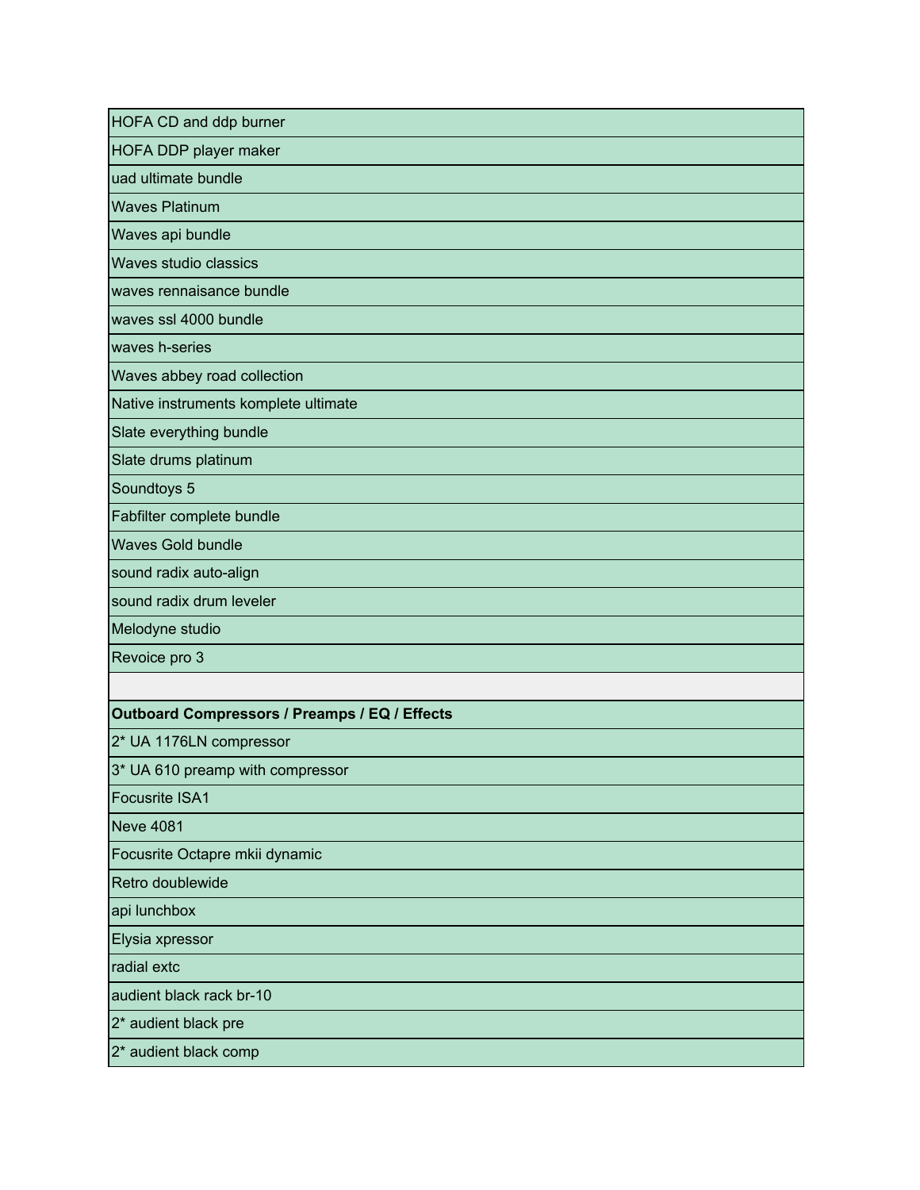| |
|---|
| HOFA CD and ddp burner |
| HOFA DDP player maker |
| uad ultimate bundle |
| Waves Platinum |
| Waves api bundle |
| Waves studio classics |
| waves rennaisance bundle |
| waves ssl 4000 bundle |
| waves h-series |
| Waves abbey road collection |
| Native instruments komplete ultimate |
| Slate everything bundle |
| Slate drums platinum |
| Soundtoys 5 |
| Fabfilter complete bundle |
| Waves Gold bundle |
| sound radix auto-align |
| sound radix drum leveler |
| Melodyne studio |
| Revoice pro 3 |
| |
| **Outboard Compressors / Preamps / EQ / Effects** |
| 2* UA 1176LN compressor |
| 3* UA 610 preamp with compressor |
| Focusrite ISA1 |
| Neve 4081 |
| Focusrite Octapre mkii dynamic |
| Retro doublewide |
| api lunchbox |
| Elysia xpressor |
| radial extc |
| audient black rack br-10 |
| 2* audient black pre |
| 2* audient black comp |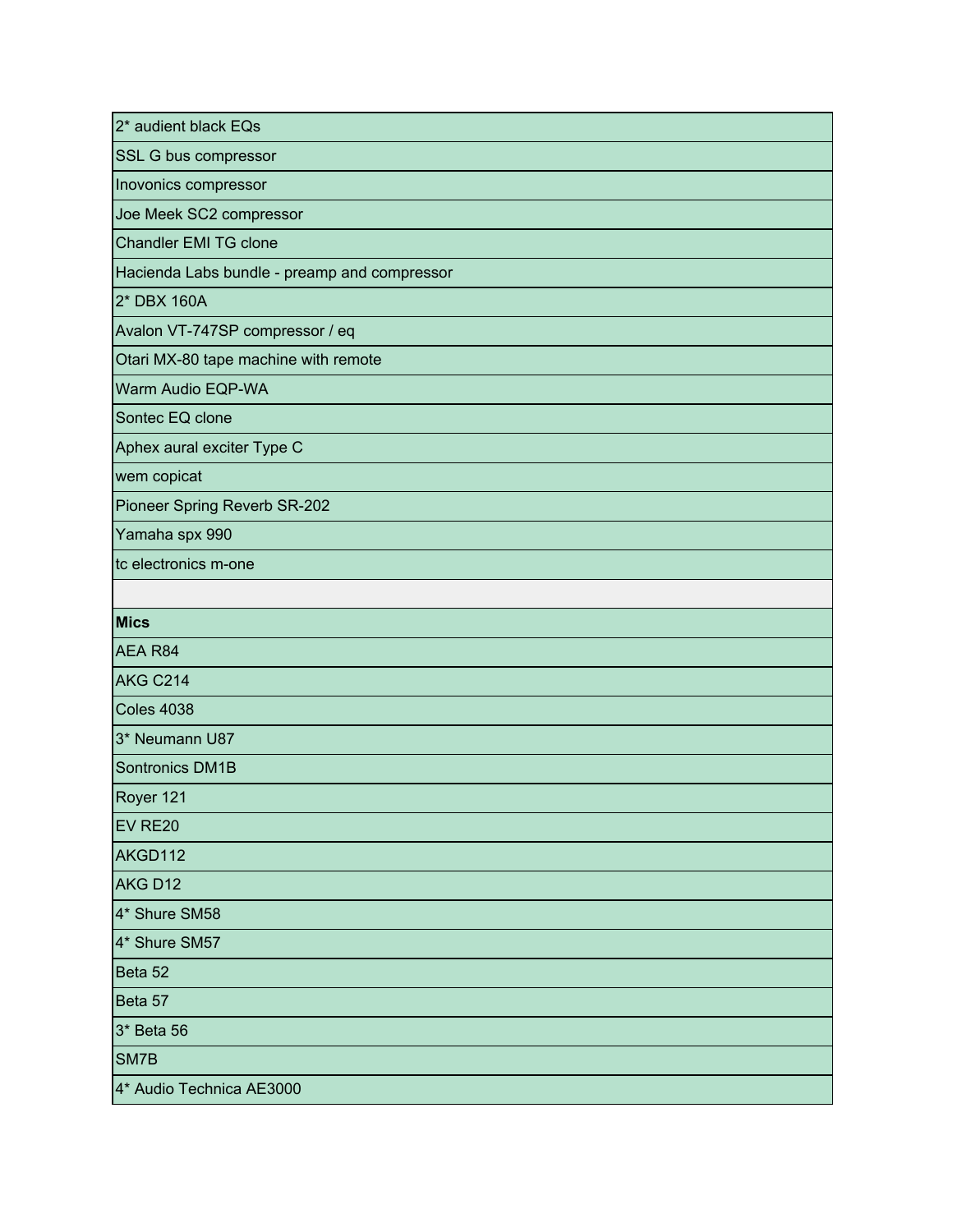| |
|---|
| 2* audient black EQs |
| SSL G bus compressor |
| Inovonics compressor |
| Joe Meek SC2 compressor |
| Chandler EMI TG clone |
| Hacienda Labs bundle - preamp and compressor |
| 2* DBX 160A |
| Avalon VT-747SP compressor / eq |
| Otari MX-80 tape machine with remote |
| Warm Audio EQP-WA |
| Sontec EQ clone |
| Aphex aural exciter Type C |
| wem copicat |
| Pioneer Spring Reverb SR-202 |
| Yamaha spx 990 |
| tc electronics m-one |
| |
| **Mics** |
| AEA R84 |
| AKG C214 |
| Coles 4038 |
| 3* Neumann U87 |
| Sontronics DM1B |
| Royer 121 |
| EV RE20 |
| AKGD112 |
| AKG D12 |
| 4* Shure SM58 |
| 4* Shure SM57 |
| Beta 52 |
| Beta 57 |
| 3* Beta 56 |
| SM7B |
| 4* Audio Technica AE3000 |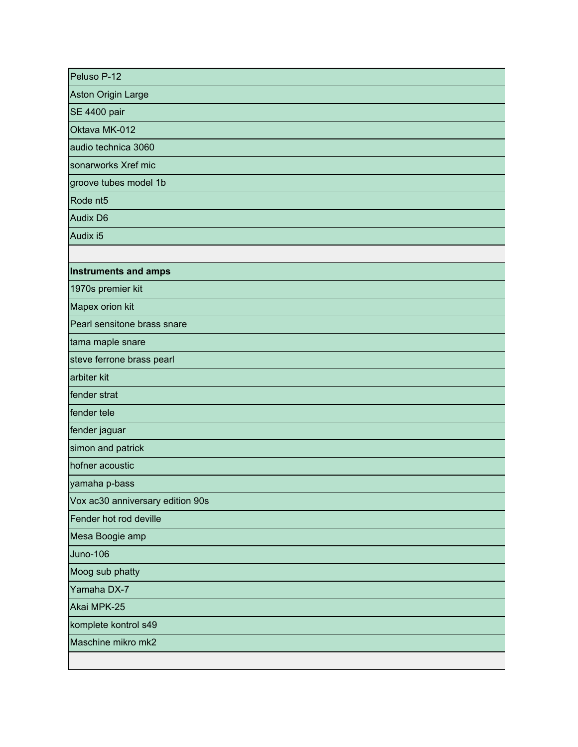| Peluso P-12 |
|---|
| Aston Origin Large |
| SE 4400 pair |
| Oktava MK-012 |
| audio technica 3060 |
| sonarworks Xref mic |
| groove tubes model 1b |
| Rode nt5 |
| Audix D6 |
| Audix i5 |
| |
| **Instruments and amps** |
| 1970s premier kit |
| Mapex orion kit |
| Pearl sensitone brass snare |
| tama maple snare |
| steve ferrone brass pearl |
| arbiter kit |
| fender strat |
| fender tele |
| fender jaguar |
| simon and patrick |
| hofner acoustic |
| yamaha p-bass |
| Vox ac30 anniversary edition 90s |
| Fender hot rod deville |
| Mesa Boogie amp |
| Juno-106 |
| Moog sub phatty |
| Yamaha DX-7 |
| Akai MPK-25 |
| komplete kontrol s49 |
| Maschine mikro mk2 |
| |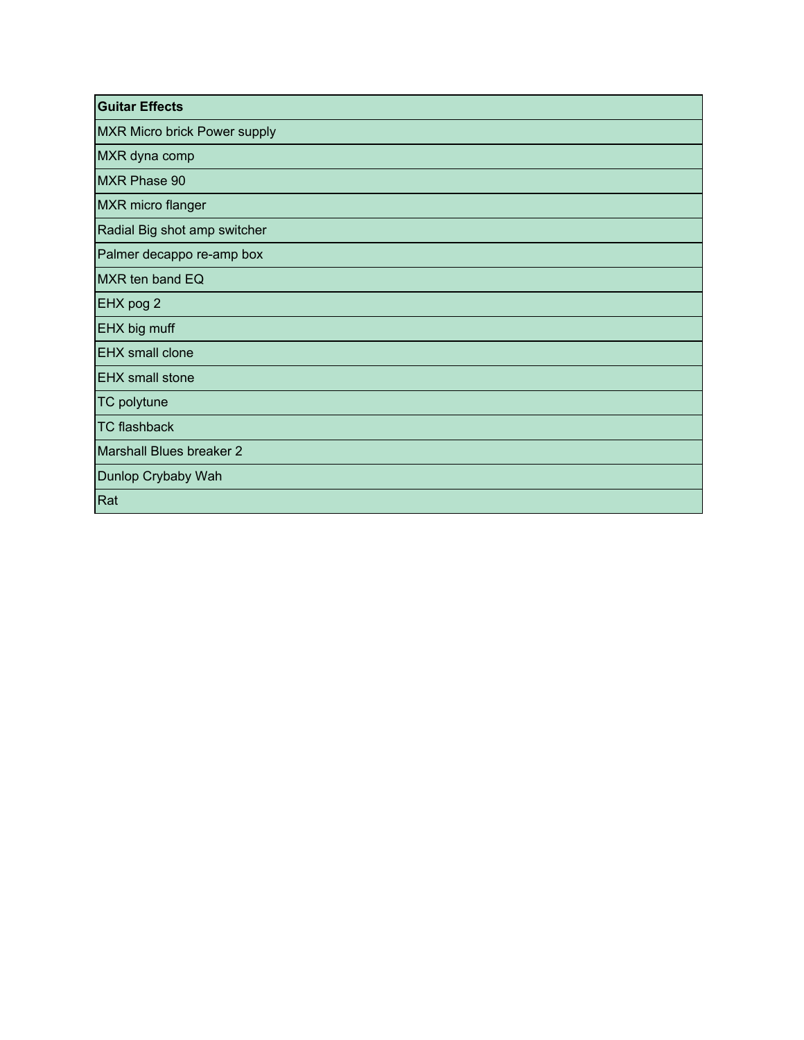| Guitar Effects |
| --- |
| MXR Micro brick Power supply |
| MXR dyna comp |
| MXR Phase 90 |
| MXR micro flanger |
| Radial Big shot amp switcher |
| Palmer decappo re-amp box |
| MXR ten band EQ |
| EHX pog 2 |
| EHX big muff |
| EHX small clone |
| EHX small stone |
| TC polytune |
| TC flashback |
| Marshall Blues breaker 2 |
| Dunlop Crybaby Wah |
| Rat |